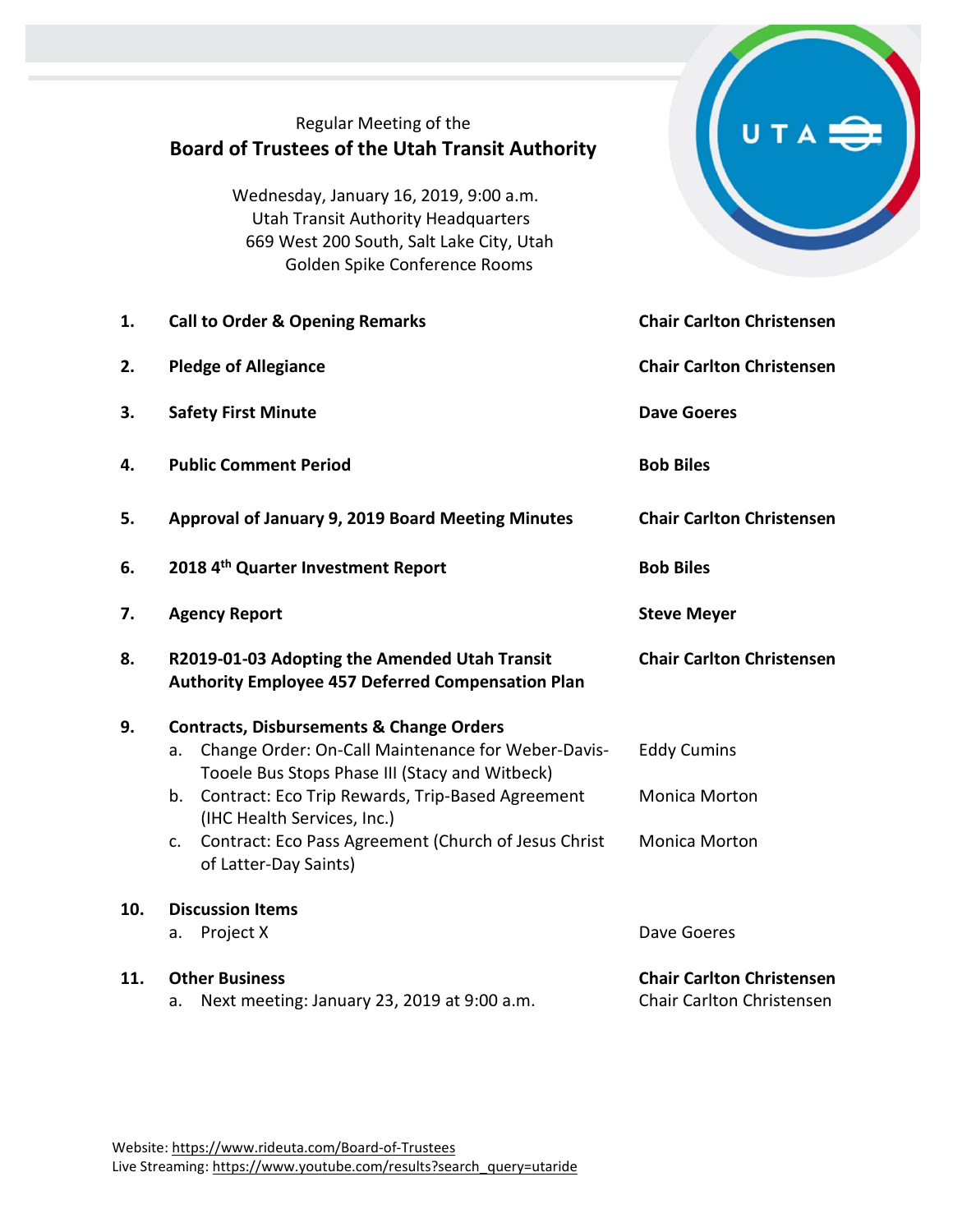Regular Meeting of the

# Board of Trustees of the Utah Transit Authority

Wednesday, January 16, 2019, 9:00 a.m.
Utah Transit Authority Headquarters
669 West 200 South, Salt Lake City, Utah
Golden Spike Conference Rooms

| | | |
|---|---|---|
| **1.** | **Call to Order & Opening Remarks** | **Chair Carlton Christensen** |
| **2.** | **Pledge of Allegiance** | **Chair Carlton Christensen** |
| **3.** | **Safety First Minute** | **Dave Goeres** |
| **4.** | **Public Comment Period** | **Bob Biles** |
| **5.** | **Approval of January 9, 2019 Board Meeting Minutes** | **Chair Carlton Christensen** |
| **6.** | **2018 4th Quarter Investment Report** | **Bob Biles** |
| **7.** | **Agency Report** | **Steve Meyer** |
| **8.** | **R2019-01-03 Adopting the Amended Utah Transit Authority Employee 457 Deferred Compensation Plan** | **Chair Carlton Christensen** |
| **9.** | **Contracts, Disbursements & Change Orders** | |
| | a. Change Order: On-Call Maintenance for Weber-Davis-Tooele Bus Stops Phase III (Stacy and Witbeck) | Eddy Cumins |
| | b. Contract: Eco Trip Rewards, Trip-Based Agreement (IHC Health Services, Inc.) | Monica Morton |
| | c. Contract: Eco Pass Agreement (Church of Jesus Christ of Latter-Day Saints) | Monica Morton |
| **10.** | **Discussion Items** | |
| | a. Project X | Dave Goeres |
| **11.** | **Other Business** | **Chair Carlton Christensen** |
| | a. Next meeting: January 23, 2019 at 9:00 a.m. | Chair Carlton Christensen |

Website: https://www.rideuta.com/Board-of-Trustees
Live Streaming: https://www.youtube.com/results?search_query=utaride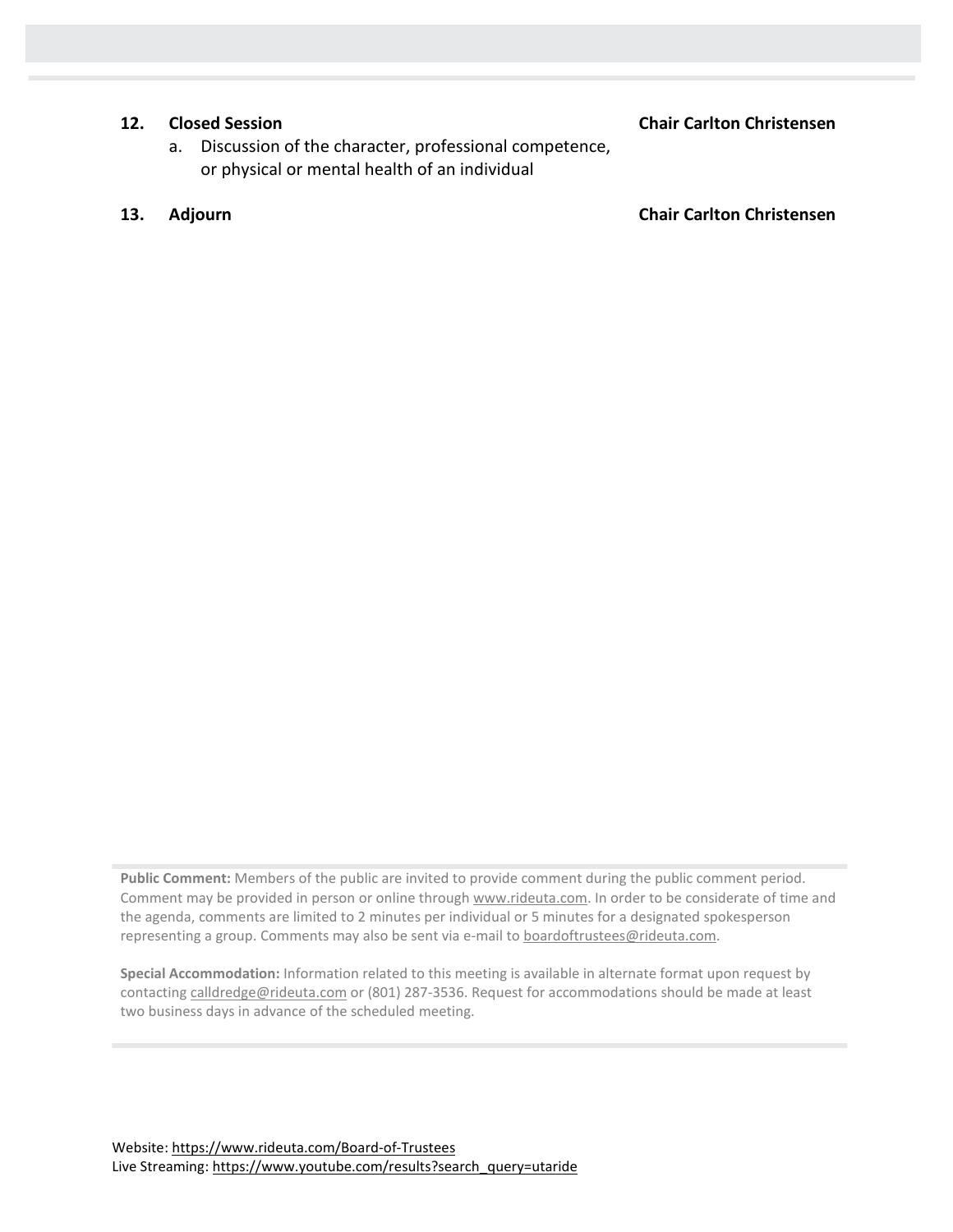**12. Closed Session** — **Chair Carlton Christensen**

a. Discussion of the character, professional competence, or physical or mental health of an individual

**13. Adjourn** — **Chair Carlton Christensen**

**Public Comment:** Members of the public are invited to provide comment during the public comment period. Comment may be provided in person or online through www.rideuta.com. In order to be considerate of time and the agenda, comments are limited to 2 minutes per individual or 5 minutes for a designated spokesperson representing a group. Comments may also be sent via e-mail to boardoftrustees@rideuta.com.

**Special Accommodation:** Information related to this meeting is available in alternate format upon request by contacting calldredge@rideuta.com or (801) 287-3536. Request for accommodations should be made at least two business days in advance of the scheduled meeting.

Website: https://www.rideuta.com/Board-of-Trustees
Live Streaming: https://www.youtube.com/results?search_query=utaride